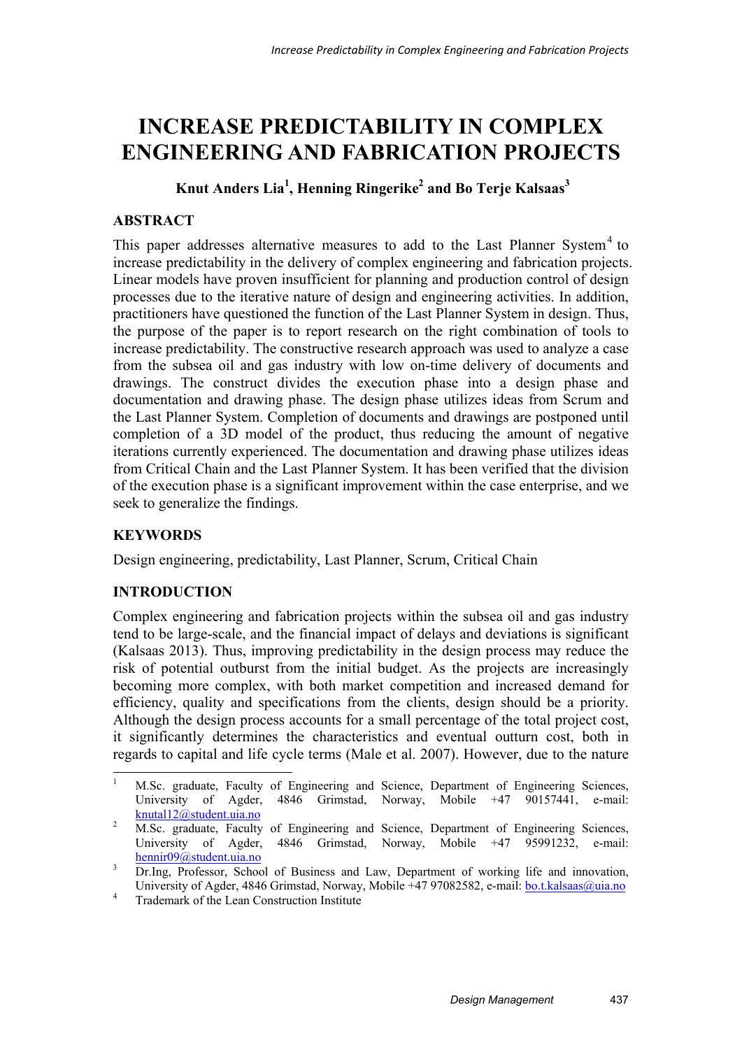# INCREASE PREDICTABILITY IN COMPLEX ENGINEERING AND FABRICATION PROJECTS

**Knut Anders Lia[1], Henning Ringerike[2] and Bo Terje Kalsaas[3]**

## ABSTRACT

This paper addresses alternative measures to add to the Last Planner System[4] to increase predictability in the delivery of complex engineering and fabrication projects. Linear models have proven insufficient for planning and production control of design processes due to the iterative nature of design and engineering activities. In addition, practitioners have questioned the function of the Last Planner System in design. Thus, the purpose of the paper is to report research on the right combination of tools to increase predictability. The constructive research approach was used to analyze a case from the subsea oil and gas industry with low on-time delivery of documents and drawings. The construct divides the execution phase into a design phase and documentation and drawing phase. The design phase utilizes ideas from Scrum and the Last Planner System. Completion of documents and drawings are postponed until completion of a 3D model of the product, thus reducing the amount of negative iterations currently experienced. The documentation and drawing phase utilizes ideas from Critical Chain and the Last Planner System. It has been verified that the division of the execution phase is a significant improvement within the case enterprise, and we seek to generalize the findings.

## KEYWORDS

Design engineering, predictability, Last Planner, Scrum, Critical Chain

## INTRODUCTION

Complex engineering and fabrication projects within the subsea oil and gas industry tend to be large-scale, and the financial impact of delays and deviations is significant (Kalsaas 2013). Thus, improving predictability in the design process may reduce the risk of potential outburst from the initial budget. As the projects are increasingly becoming more complex, with both market competition and increased demand for efficiency, quality and specifications from the clients, design should be a priority. Although the design process accounts for a small percentage of the total project cost, it significantly determines the characteristics and eventual outturn cost, both in regards to capital and life cycle terms (Male et al. 2007). However, due to the nature

---

[1] M.Sc. graduate, Faculty of Engineering and Science, Department of Engineering Sciences, University of Agder, 4846 Grimstad, Norway, Mobile +47 90157441, e-mail: knutal12@student.uia.no

[2] M.Sc. graduate, Faculty of Engineering and Science, Department of Engineering Sciences, University of Agder, 4846 Grimstad, Norway, Mobile +47 95991232, e-mail: hennir09@student.uia.no

[3] Dr.Ing, Professor, School of Business and Law, Department of working life and innovation, University of Agder, 4846 Grimstad, Norway, Mobile +47 97082582, e-mail: bo.t.kalsaas@uia.no

[4] Trademark of the Lean Construction Institute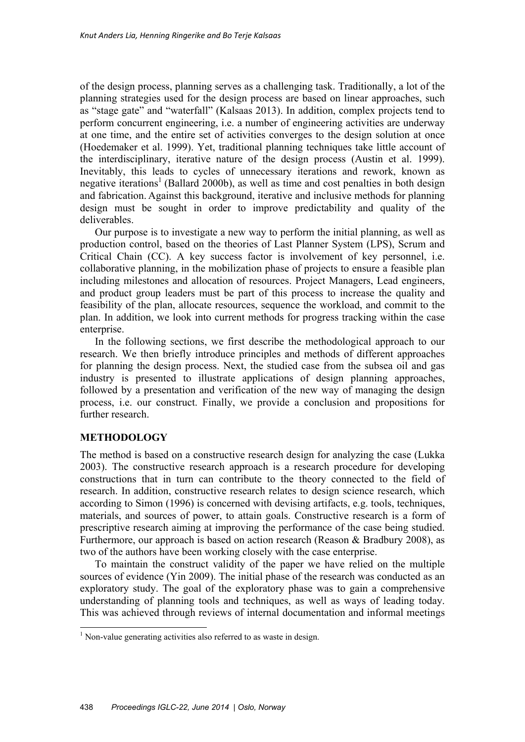of the design process, planning serves as a challenging task. Traditionally, a lot of the planning strategies used for the design process are based on linear approaches, such as "stage gate" and "waterfall" (Kalsaas 2013). In addition, complex projects tend to perform concurrent engineering, i.e. a number of engineering activities are underway at one time, and the entire set of activities converges to the design solution at once (Hoedemaker et al. 1999). Yet, traditional planning techniques take little account of the interdisciplinary, iterative nature of the design process (Austin et al. 1999). Inevitably, this leads to cycles of unnecessary iterations and rework, known as negative iterations[1] (Ballard 2000b), as well as time and cost penalties in both design and fabrication. Against this background, iterative and inclusive methods for planning design must be sought in order to improve predictability and quality of the deliverables.

Our purpose is to investigate a new way to perform the initial planning, as well as production control, based on the theories of Last Planner System (LPS), Scrum and Critical Chain (CC). A key success factor is involvement of key personnel, i.e. collaborative planning, in the mobilization phase of projects to ensure a feasible plan including milestones and allocation of resources. Project Managers, Lead engineers, and product group leaders must be part of this process to increase the quality and feasibility of the plan, allocate resources, sequence the workload, and commit to the plan. In addition, we look into current methods for progress tracking within the case enterprise.

In the following sections, we first describe the methodological approach to our research. We then briefly introduce principles and methods of different approaches for planning the design process. Next, the studied case from the subsea oil and gas industry is presented to illustrate applications of design planning approaches, followed by a presentation and verification of the new way of managing the design process, i.e. our construct. Finally, we provide a conclusion and propositions for further research.

## METHODOLOGY

The method is based on a constructive research design for analyzing the case (Lukka 2003). The constructive research approach is a research procedure for developing constructions that in turn can contribute to the theory connected to the field of research. In addition, constructive research relates to design science research, which according to Simon (1996) is concerned with devising artifacts, e.g. tools, techniques, materials, and sources of power, to attain goals. Constructive research is a form of prescriptive research aiming at improving the performance of the case being studied. Furthermore, our approach is based on action research (Reason & Bradbury 2008), as two of the authors have been working closely with the case enterprise.

To maintain the construct validity of the paper we have relied on the multiple sources of evidence (Yin 2009). The initial phase of the research was conducted as an exploratory study. The goal of the exploratory phase was to gain a comprehensive understanding of planning tools and techniques, as well as ways of leading today. This was achieved through reviews of internal documentation and informal meetings

[1] Non-value generating activities also referred to as waste in design.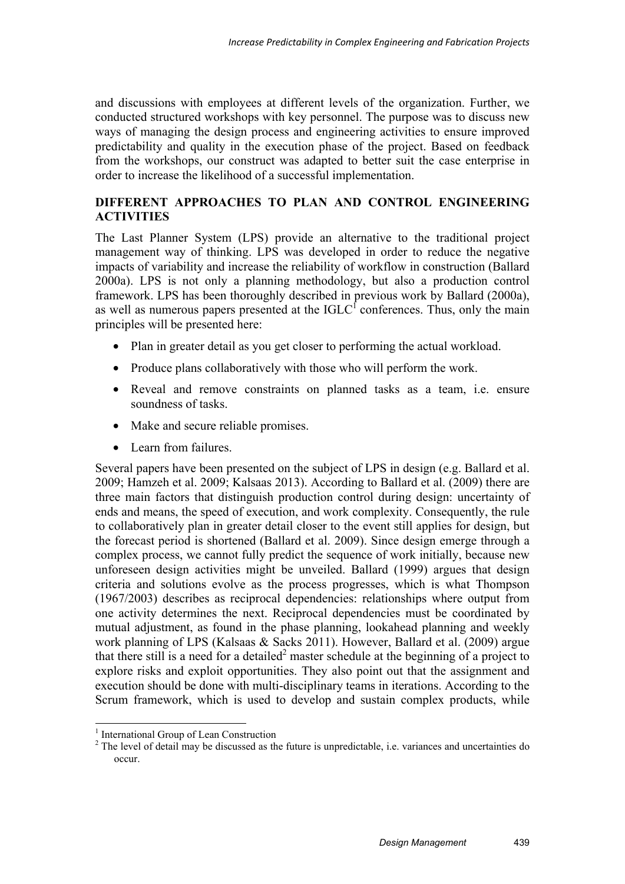and discussions with employees at different levels of the organization. Further, we conducted structured workshops with key personnel. The purpose was to discuss new ways of managing the design process and engineering activities to ensure improved predictability and quality in the execution phase of the project. Based on feedback from the workshops, our construct was adapted to better suit the case enterprise in order to increase the likelihood of a successful implementation.

## DIFFERENT APPROACHES TO PLAN AND CONTROL ENGINEERING ACTIVITIES

The Last Planner System (LPS) provide an alternative to the traditional project management way of thinking. LPS was developed in order to reduce the negative impacts of variability and increase the reliability of workflow in construction (Ballard 2000a). LPS is not only a planning methodology, but also a production control framework. LPS has been thoroughly described in previous work by Ballard (2000a), as well as numerous papers presented at the IGLC[1] conferences. Thus, only the main principles will be presented here:

- Plan in greater detail as you get closer to performing the actual workload.
- Produce plans collaboratively with those who will perform the work.
- Reveal and remove constraints on planned tasks as a team, i.e. ensure soundness of tasks.
- Make and secure reliable promises.
- Learn from failures.

Several papers have been presented on the subject of LPS in design (e.g. Ballard et al. 2009; Hamzeh et al. 2009; Kalsaas 2013). According to Ballard et al. (2009) there are three main factors that distinguish production control during design: uncertainty of ends and means, the speed of execution, and work complexity. Consequently, the rule to collaboratively plan in greater detail closer to the event still applies for design, but the forecast period is shortened (Ballard et al. 2009). Since design emerge through a complex process, we cannot fully predict the sequence of work initially, because new unforeseen design activities might be unveiled. Ballard (1999) argues that design criteria and solutions evolve as the process progresses, which is what Thompson (1967/2003) describes as reciprocal dependencies: relationships where output from one activity determines the next. Reciprocal dependencies must be coordinated by mutual adjustment, as found in the phase planning, lookahead planning and weekly work planning of LPS (Kalsaas & Sacks 2011). However, Ballard et al. (2009) argue that there still is a need for a detailed[2] master schedule at the beginning of a project to explore risks and exploit opportunities. They also point out that the assignment and execution should be done with multi-disciplinary teams in iterations. According to the Scrum framework, which is used to develop and sustain complex products, while

[1] International Group of Lean Construction

[2] The level of detail may be discussed as the future is unpredictable, i.e. variances and uncertainties do occur.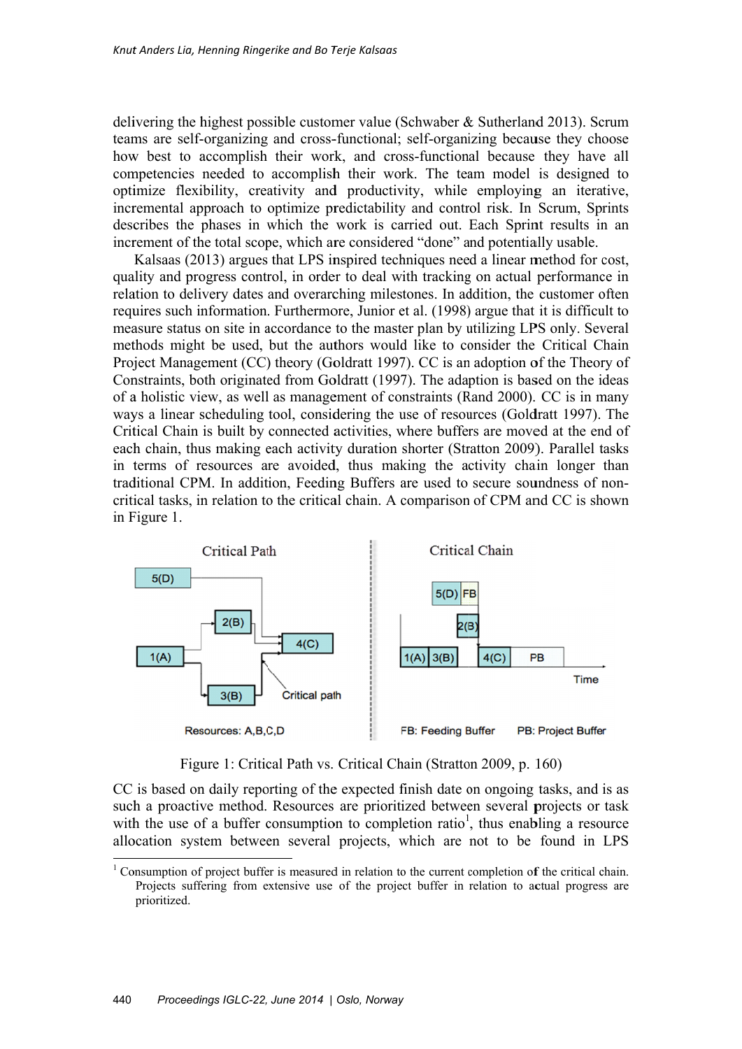delivering the highest possible customer value (Schwaber & Sutherland 2013). Scrum teams are self-organizing and cross-functional; self-organizing because they choose how best to accomplish their work, and cross-functional because they have all competencies needed to accomplish their work. The team model is designed to optimize flexibility, creativity and productivity, while employing an iterative, incremental approach to optimize predictability and control risk. In Scrum, Sprints describes the phases in which the work is carried out. Each Sprint results in an increment of the total scope, which are considered "done" and potentially usable.

Kalsaas (2013) argues that LPS inspired techniques need a linear method for cost, quality and progress control, in order to deal with tracking on actual performance in relation to delivery dates and overarching milestones. In addition, the customer often requires such information. Furthermore, Junior et al. (1998) argue that it is difficult to measure status on site in accordance to the master plan by utilizing LPS only. Several methods might be used, but the authors would like to consider the Critical Chain Project Management (CC) theory (Goldratt 1997). CC is an adoption of the Theory of Constraints, both originated from Goldratt (1997). The adaption is based on the ideas of a holistic view, as well as management of constraints (Rand 2000). CC is in many ways a linear scheduling tool, considering the use of resources (Goldratt 1997). The Critical Chain is built by connected activities, where buffers are moved at the end of each chain, thus making each activity duration shorter (Stratton 2009). Parallel tasks in terms of resources are avoided, thus making the activity chain longer than traditional CPM. In addition, Feeding Buffers are used to secure soundness of non-critical tasks, in relation to the critical chain. A comparison of CPM and CC is shown in Figure 1.

Figure 1: Critical Path vs. Critical Chain (Stratton 2009, p. 160)

CC is based on daily reporting of the expected finish date on ongoing tasks, and is as such a proactive method. Resources are prioritized between several projects or task with the use of a buffer consumption to completion ratio[1], thus enabling a resource allocation system between several projects, which are not to be found in LPS

[1] Consumption of project buffer is measured in relation to the current completion of the critical chain. Projects suffering from extensive use of the project buffer in relation to actual progress are prioritized.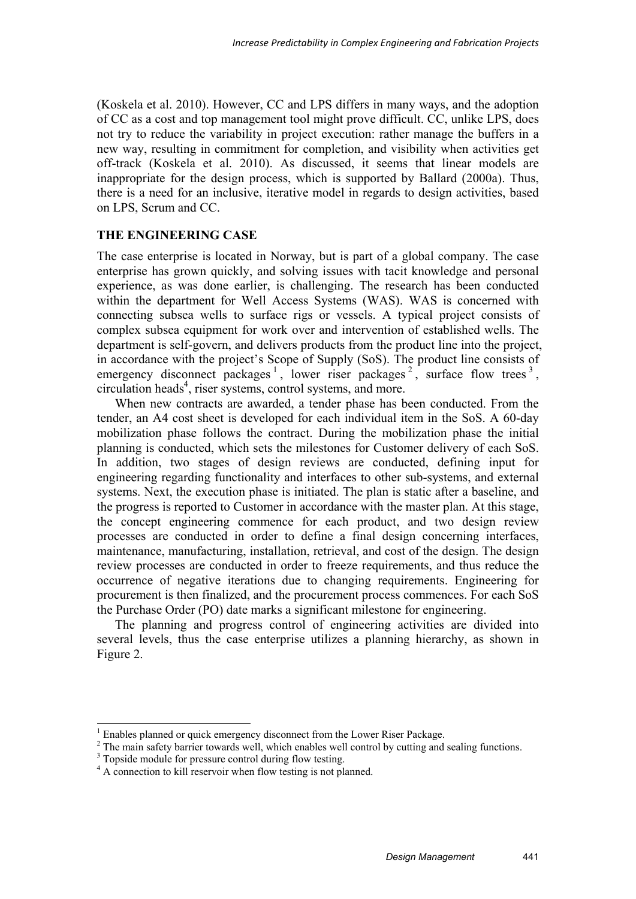(Koskela et al. 2010). However, CC and LPS differs in many ways, and the adoption of CC as a cost and top management tool might prove difficult. CC, unlike LPS, does not try to reduce the variability in project execution: rather manage the buffers in a new way, resulting in commitment for completion, and visibility when activities get off-track (Koskela et al. 2010). As discussed, it seems that linear models are inappropriate for the design process, which is supported by Ballard (2000a). Thus, there is a need for an inclusive, iterative model in regards to design activities, based on LPS, Scrum and CC.

## THE ENGINEERING CASE

The case enterprise is located in Norway, but is part of a global company. The case enterprise has grown quickly, and solving issues with tacit knowledge and personal experience, as was done earlier, is challenging. The research has been conducted within the department for Well Access Systems (WAS). WAS is concerned with connecting subsea wells to surface rigs or vessels. A typical project consists of complex subsea equipment for work over and intervention of established wells. The department is self-govern, and delivers products from the product line into the project, in accordance with the project's Scope of Supply (SoS). The product line consists of emergency disconnect packages [1], lower riser packages [2], surface flow trees [3], circulation heads [4], riser systems, control systems, and more.

When new contracts are awarded, a tender phase has been conducted. From the tender, an A4 cost sheet is developed for each individual item in the SoS. A 60-day mobilization phase follows the contract. During the mobilization phase the initial planning is conducted, which sets the milestones for Customer delivery of each SoS. In addition, two stages of design reviews are conducted, defining input for engineering regarding functionality and interfaces to other sub-systems, and external systems. Next, the execution phase is initiated. The plan is static after a baseline, and the progress is reported to Customer in accordance with the master plan. At this stage, the concept engineering commence for each product, and two design review processes are conducted in order to define a final design concerning interfaces, maintenance, manufacturing, installation, retrieval, and cost of the design. The design review processes are conducted in order to freeze requirements, and thus reduce the occurrence of negative iterations due to changing requirements. Engineering for procurement is then finalized, and the procurement process commences. For each SoS the Purchase Order (PO) date marks a significant milestone for engineering.

The planning and progress control of engineering activities are divided into several levels, thus the case enterprise utilizes a planning hierarchy, as shown in Figure 2.

---

[1] Enables planned or quick emergency disconnect from the Lower Riser Package.

[2] The main safety barrier towards well, which enables well control by cutting and sealing functions.

[3] Topside module for pressure control during flow testing.

[4] A connection to kill reservoir when flow testing is not planned.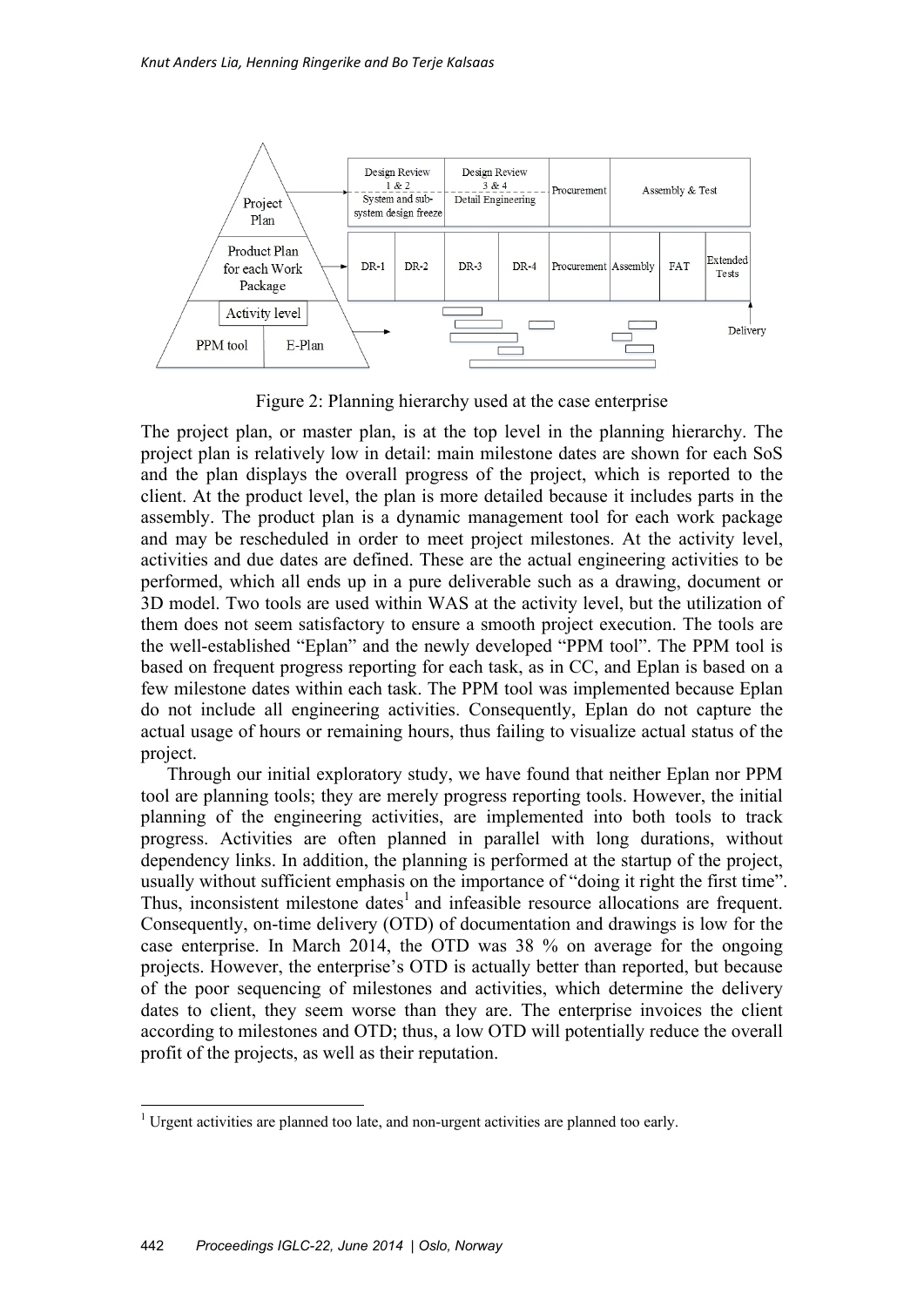Figure 2: Planning hierarchy used at the case enterprise

The project plan, or master plan, is at the top level in the planning hierarchy. The project plan is relatively low in detail: main milestone dates are shown for each SoS and the plan displays the overall progress of the project, which is reported to the client. At the product level, the plan is more detailed because it includes parts in the assembly. The product plan is a dynamic management tool for each work package and may be rescheduled in order to meet project milestones. At the activity level, activities and due dates are defined. These are the actual engineering activities to be performed, which all ends up in a pure deliverable such as a drawing, document or 3D model. Two tools are used within WAS at the activity level, but the utilization of them does not seem satisfactory to ensure a smooth project execution. The tools are the well-established "Eplan" and the newly developed "PPM tool". The PPM tool is based on frequent progress reporting for each task, as in CC, and Eplan is based on a few milestone dates within each task. The PPM tool was implemented because Eplan do not include all engineering activities. Consequently, Eplan do not capture the actual usage of hours or remaining hours, thus failing to visualize actual status of the project.

Through our initial exploratory study, we have found that neither Eplan nor PPM tool are planning tools; they are merely progress reporting tools. However, the initial planning of the engineering activities, are implemented into both tools to track progress. Activities are often planned in parallel with long durations, without dependency links. In addition, the planning is performed at the startup of the project, usually without sufficient emphasis on the importance of "doing it right the first time". Thus, inconsistent milestone dates[1] and infeasible resource allocations are frequent. Consequently, on-time delivery (OTD) of documentation and drawings is low for the case enterprise. In March 2014, the OTD was 38 % on average for the ongoing projects. However, the enterprise's OTD is actually better than reported, but because of the poor sequencing of milestones and activities, which determine the delivery dates to client, they seem worse than they are. The enterprise invoices the client according to milestones and OTD; thus, a low OTD will potentially reduce the overall profit of the projects, as well as their reputation.

[1] Urgent activities are planned too late, and non-urgent activities are planned too early.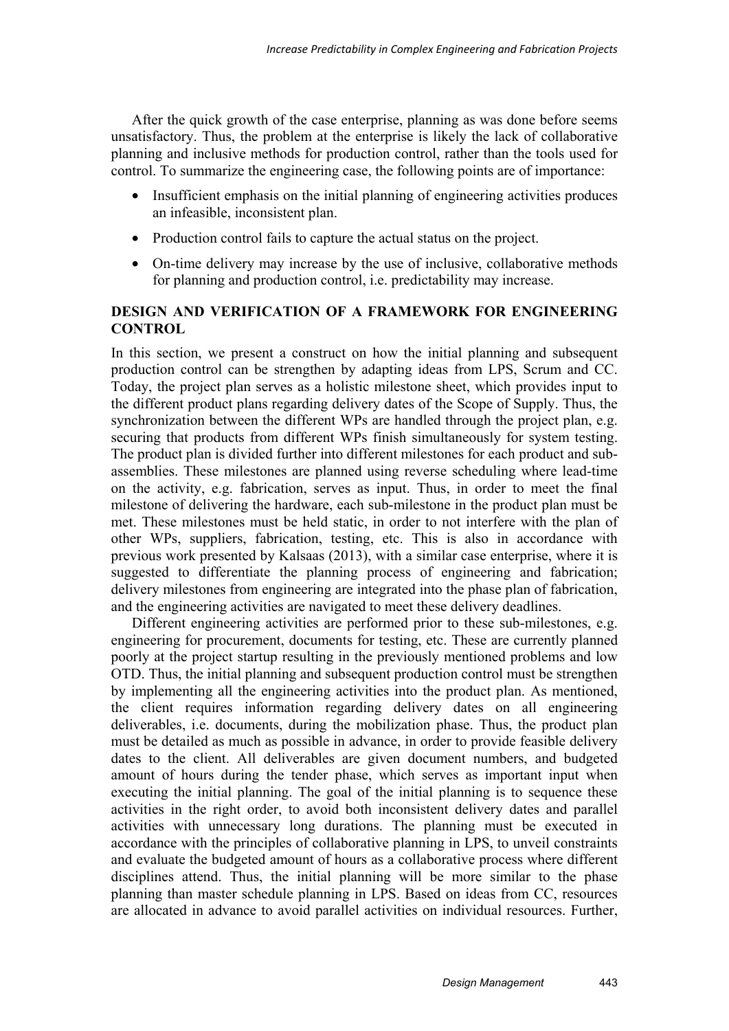After the quick growth of the case enterprise, planning as was done before seems unsatisfactory. Thus, the problem at the enterprise is likely the lack of collaborative planning and inclusive methods for production control, rather than the tools used for control. To summarize the engineering case, the following points are of importance:

- Insufficient emphasis on the initial planning of engineering activities produces an infeasible, inconsistent plan.
- Production control fails to capture the actual status on the project.
- On-time delivery may increase by the use of inclusive, collaborative methods for planning and production control, i.e. predictability may increase.

## DESIGN AND VERIFICATION OF A FRAMEWORK FOR ENGINEERING CONTROL

In this section, we present a construct on how the initial planning and subsequent production control can be strengthen by adapting ideas from LPS, Scrum and CC. Today, the project plan serves as a holistic milestone sheet, which provides input to the different product plans regarding delivery dates of the Scope of Supply. Thus, the synchronization between the different WPs are handled through the project plan, e.g. securing that products from different WPs finish simultaneously for system testing. The product plan is divided further into different milestones for each product and sub-assemblies. These milestones are planned using reverse scheduling where lead-time on the activity, e.g. fabrication, serves as input. Thus, in order to meet the final milestone of delivering the hardware, each sub-milestone in the product plan must be met. These milestones must be held static, in order to not interfere with the plan of other WPs, suppliers, fabrication, testing, etc. This is also in accordance with previous work presented by Kalsaas (2013), with a similar case enterprise, where it is suggested to differentiate the planning process of engineering and fabrication; delivery milestones from engineering are integrated into the phase plan of fabrication, and the engineering activities are navigated to meet these delivery deadlines.

Different engineering activities are performed prior to these sub-milestones, e.g. engineering for procurement, documents for testing, etc. These are currently planned poorly at the project startup resulting in the previously mentioned problems and low OTD. Thus, the initial planning and subsequent production control must be strengthen by implementing all the engineering activities into the product plan. As mentioned, the client requires information regarding delivery dates on all engineering deliverables, i.e. documents, during the mobilization phase. Thus, the product plan must be detailed as much as possible in advance, in order to provide feasible delivery dates to the client. All deliverables are given document numbers, and budgeted amount of hours during the tender phase, which serves as important input when executing the initial planning. The goal of the initial planning is to sequence these activities in the right order, to avoid both inconsistent delivery dates and parallel activities with unnecessary long durations. The planning must be executed in accordance with the principles of collaborative planning in LPS, to unveil constraints and evaluate the budgeted amount of hours as a collaborative process where different disciplines attend. Thus, the initial planning will be more similar to the phase planning than master schedule planning in LPS. Based on ideas from CC, resources are allocated in advance to avoid parallel activities on individual resources. Further,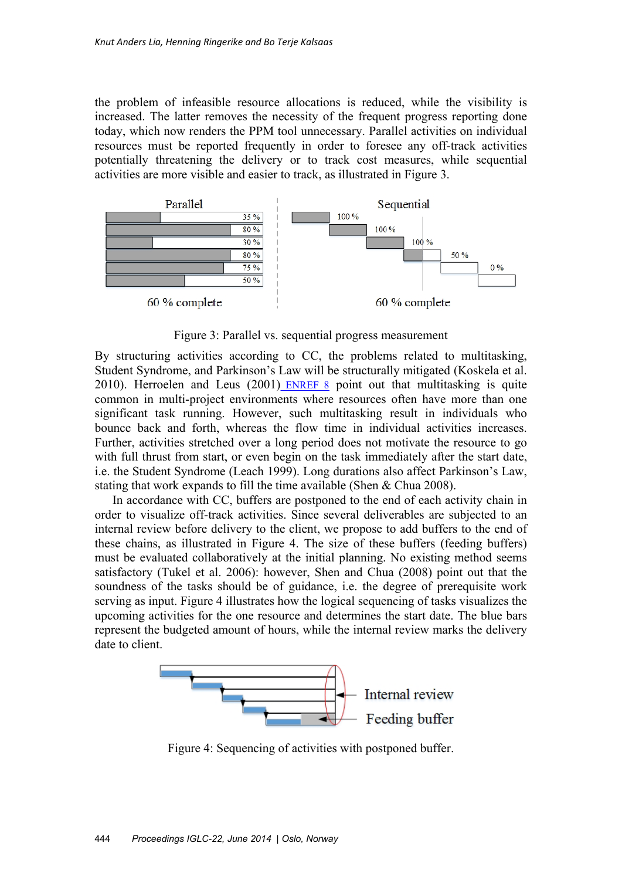the problem of infeasible resource allocations is reduced, while the visibility is increased. The latter removes the necessity of the frequent progress reporting done today, which now renders the PPM tool unnecessary. Parallel activities on individual resources must be reported frequently in order to foresee any off-track activities potentially threatening the delivery or to track cost measures, while sequential activities are more visible and easier to track, as illustrated in Figure 3.

Figure 3: Parallel vs. sequential progress measurement

By structuring activities according to CC, the problems related to multitasking, Student Syndrome, and Parkinson's Law will be structurally mitigated (Koskela et al. 2010). Herroelen and Leus (2001) ENREF 8 point out that multitasking is quite common in multi-project environments where resources often have more than one significant task running. However, such multitasking result in individuals who bounce back and forth, whereas the flow time in individual activities increases. Further, activities stretched over a long period does not motivate the resource to go with full thrust from start, or even begin on the task immediately after the start date, i.e. the Student Syndrome (Leach 1999). Long durations also affect Parkinson's Law, stating that work expands to fill the time available (Shen & Chua 2008).

In accordance with CC, buffers are postponed to the end of each activity chain in order to visualize off-track activities. Since several deliverables are subjected to an internal review before delivery to the client, we propose to add buffers to the end of these chains, as illustrated in Figure 4. The size of these buffers (feeding buffers) must be evaluated collaboratively at the initial planning. No existing method seems satisfactory (Tukel et al. 2006): however, Shen and Chua (2008) point out that the soundness of the tasks should be of guidance, i.e. the degree of prerequisite work serving as input. Figure 4 illustrates how the logical sequencing of tasks visualizes the upcoming activities for the one resource and determines the start date. The blue bars represent the budgeted amount of hours, while the internal review marks the delivery date to client.

Figure 4: Sequencing of activities with postponed buffer.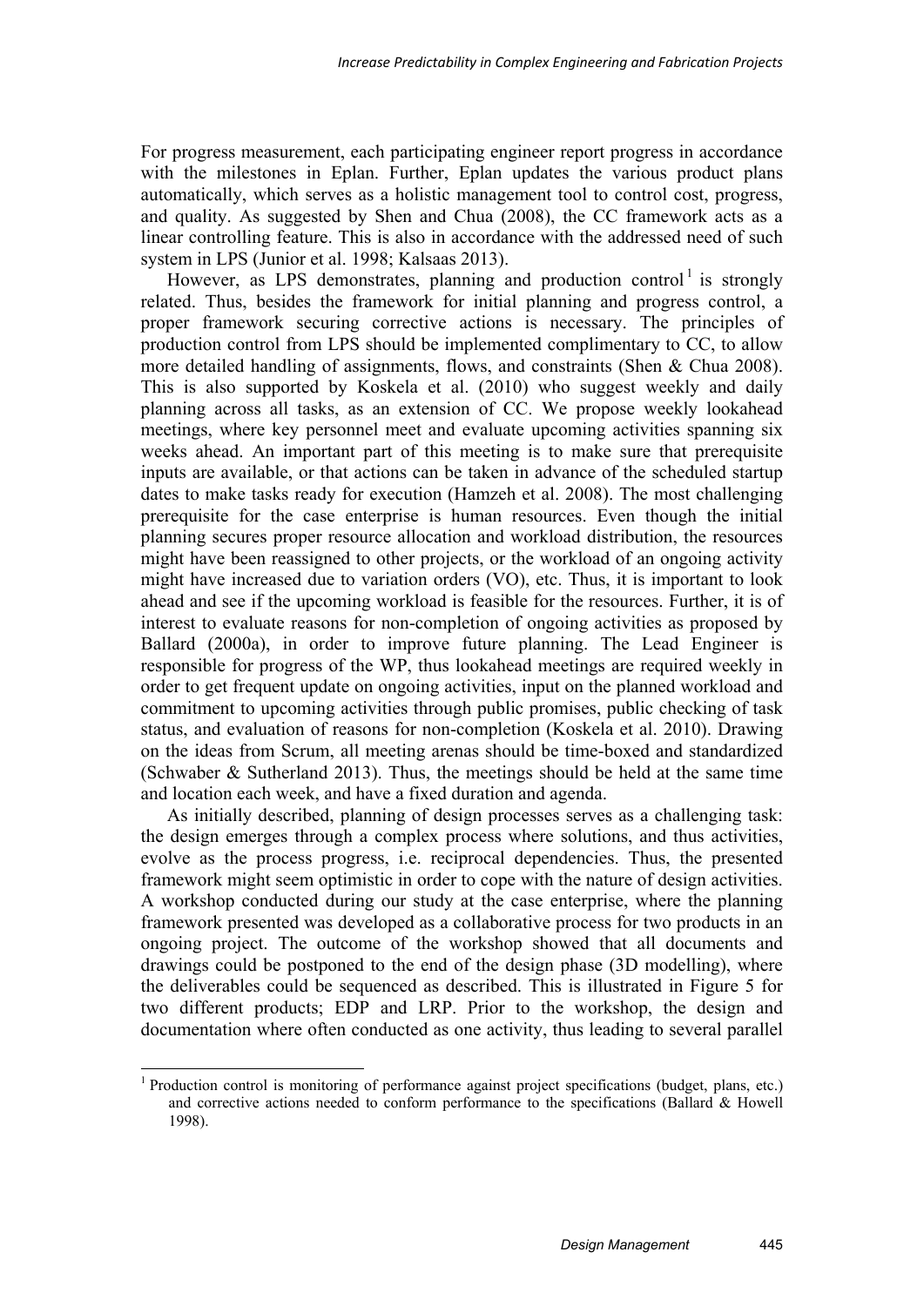For progress measurement, each participating engineer report progress in accordance with the milestones in Eplan. Further, Eplan updates the various product plans automatically, which serves as a holistic management tool to control cost, progress, and quality. As suggested by Shen and Chua (2008), the CC framework acts as a linear controlling feature. This is also in accordance with the addressed need of such system in LPS (Junior et al. 1998; Kalsaas 2013).

However, as LPS demonstrates, planning and production control[1] is strongly related. Thus, besides the framework for initial planning and progress control, a proper framework securing corrective actions is necessary. The principles of production control from LPS should be implemented complimentary to CC, to allow more detailed handling of assignments, flows, and constraints (Shen & Chua 2008). This is also supported by Koskela et al. (2010) who suggest weekly and daily planning across all tasks, as an extension of CC. We propose weekly lookahead meetings, where key personnel meet and evaluate upcoming activities spanning six weeks ahead. An important part of this meeting is to make sure that prerequisite inputs are available, or that actions can be taken in advance of the scheduled startup dates to make tasks ready for execution (Hamzeh et al. 2008). The most challenging prerequisite for the case enterprise is human resources. Even though the initial planning secures proper resource allocation and workload distribution, the resources might have been reassigned to other projects, or the workload of an ongoing activity might have increased due to variation orders (VO), etc. Thus, it is important to look ahead and see if the upcoming workload is feasible for the resources. Further, it is of interest to evaluate reasons for non-completion of ongoing activities as proposed by Ballard (2000a), in order to improve future planning. The Lead Engineer is responsible for progress of the WP, thus lookahead meetings are required weekly in order to get frequent update on ongoing activities, input on the planned workload and commitment to upcoming activities through public promises, public checking of task status, and evaluation of reasons for non-completion (Koskela et al. 2010). Drawing on the ideas from Scrum, all meeting arenas should be time-boxed and standardized (Schwaber & Sutherland 2013). Thus, the meetings should be held at the same time and location each week, and have a fixed duration and agenda.

As initially described, planning of design processes serves as a challenging task: the design emerges through a complex process where solutions, and thus activities, evolve as the process progress, i.e. reciprocal dependencies. Thus, the presented framework might seem optimistic in order to cope with the nature of design activities. A workshop conducted during our study at the case enterprise, where the planning framework presented was developed as a collaborative process for two products in an ongoing project. The outcome of the workshop showed that all documents and drawings could be postponed to the end of the design phase (3D modelling), where the deliverables could be sequenced as described. This is illustrated in Figure 5 for two different products; EDP and LRP. Prior to the workshop, the design and documentation where often conducted as one activity, thus leading to several parallel

[1] Production control is monitoring of performance against project specifications (budget, plans, etc.) and corrective actions needed to conform performance to the specifications (Ballard & Howell 1998).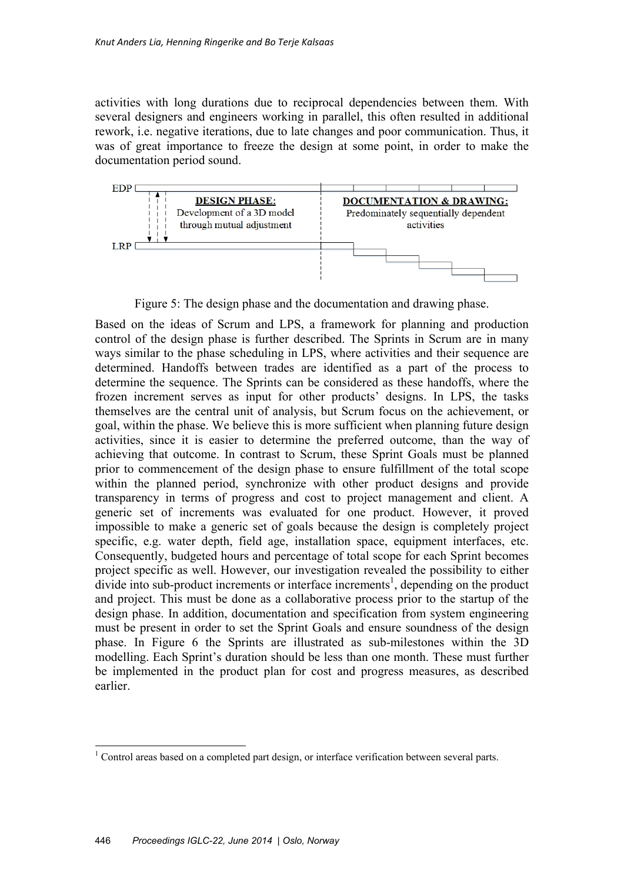activities with long durations due to reciprocal dependencies between them. With several designers and engineers working in parallel, this often resulted in additional rework, i.e. negative iterations, due to late changes and poor communication. Thus, it was of great importance to freeze the design at some point, in order to make the documentation period sound.

Figure 5: The design phase and the documentation and drawing phase.

Based on the ideas of Scrum and LPS, a framework for planning and production control of the design phase is further described. The Sprints in Scrum are in many ways similar to the phase scheduling in LPS, where activities and their sequence are determined. Handoffs between trades are identified as a part of the process to determine the sequence. The Sprints can be considered as these handoffs, where the frozen increment serves as input for other products' designs. In LPS, the tasks themselves are the central unit of analysis, but Scrum focus on the achievement, or goal, within the phase. We believe this is more sufficient when planning future design activities, since it is easier to determine the preferred outcome, than the way of achieving that outcome. In contrast to Scrum, these Sprint Goals must be planned prior to commencement of the design phase to ensure fulfillment of the total scope within the planned period, synchronize with other product designs and provide transparency in terms of progress and cost to project management and client. A generic set of increments was evaluated for one product. However, it proved impossible to make a generic set of goals because the design is completely project specific, e.g. water depth, field age, installation space, equipment interfaces, etc. Consequently, budgeted hours and percentage of total scope for each Sprint becomes project specific as well. However, our investigation revealed the possibility to either divide into sub-product increments or interface increments[1], depending on the product and project. This must be done as a collaborative process prior to the startup of the design phase. In addition, documentation and specification from system engineering must be present in order to set the Sprint Goals and ensure soundness of the design phase. In Figure 6 the Sprints are illustrated as sub-milestones within the 3D modelling. Each Sprint's duration should be less than one month. These must further be implemented in the product plan for cost and progress measures, as described earlier.

---

[1] Control areas based on a completed part design, or interface verification between several parts.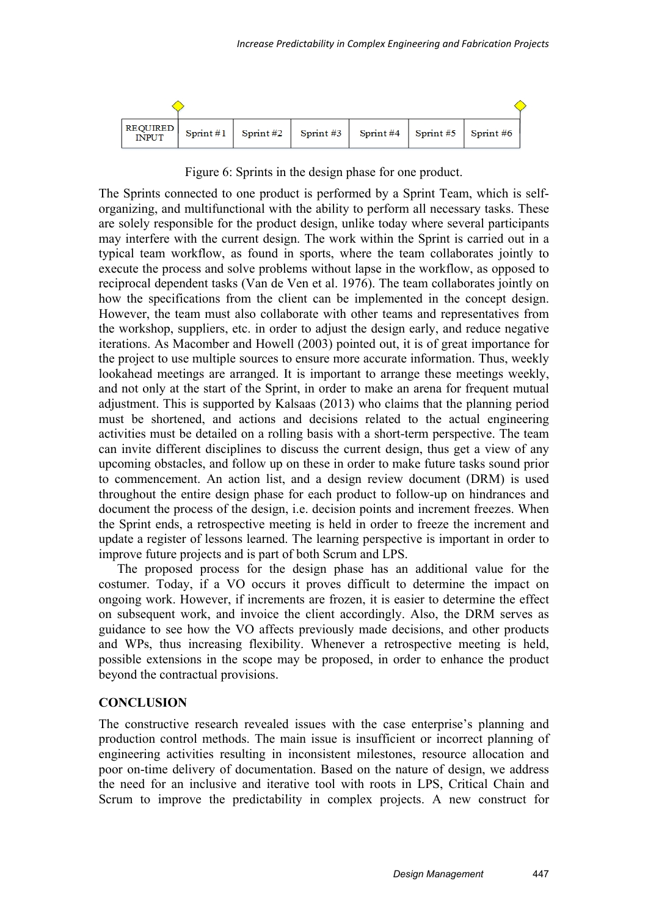| REQUIRED INPUT | Sprint #1 | Sprint #2 | Sprint #3 | Sprint #4 | Sprint #5 | Sprint #6 |
|---|---|---|---|---|---|---|

Figure 6: Sprints in the design phase for one product.

The Sprints connected to one product is performed by a Sprint Team, which is self-organizing, and multifunctional with the ability to perform all necessary tasks. These are solely responsible for the product design, unlike today where several participants may interfere with the current design. The work within the Sprint is carried out in a typical team workflow, as found in sports, where the team collaborates jointly to execute the process and solve problems without lapse in the workflow, as opposed to reciprocal dependent tasks (Van de Ven et al. 1976). The team collaborates jointly on how the specifications from the client can be implemented in the concept design. However, the team must also collaborate with other teams and representatives from the workshop, suppliers, etc. in order to adjust the design early, and reduce negative iterations. As Macomber and Howell (2003) pointed out, it is of great importance for the project to use multiple sources to ensure more accurate information. Thus, weekly lookahead meetings are arranged. It is important to arrange these meetings weekly, and not only at the start of the Sprint, in order to make an arena for frequent mutual adjustment. This is supported by Kalsaas (2013) who claims that the planning period must be shortened, and actions and decisions related to the actual engineering activities must be detailed on a rolling basis with a short-term perspective. The team can invite different disciplines to discuss the current design, thus get a view of any upcoming obstacles, and follow up on these in order to make future tasks sound prior to commencement. An action list, and a design review document (DRM) is used throughout the entire design phase for each product to follow-up on hindrances and document the process of the design, i.e. decision points and increment freezes. When the Sprint ends, a retrospective meeting is held in order to freeze the increment and update a register of lessons learned. The learning perspective is important in order to improve future projects and is part of both Scrum and LPS.

The proposed process for the design phase has an additional value for the costumer. Today, if a VO occurs it proves difficult to determine the impact on ongoing work. However, if increments are frozen, it is easier to determine the effect on subsequent work, and invoice the client accordingly. Also, the DRM serves as guidance to see how the VO affects previously made decisions, and other products and WPs, thus increasing flexibility. Whenever a retrospective meeting is held, possible extensions in the scope may be proposed, in order to enhance the product beyond the contractual provisions.

## CONCLUSION

The constructive research revealed issues with the case enterprise's planning and production control methods. The main issue is insufficient or incorrect planning of engineering activities resulting in inconsistent milestones, resource allocation and poor on-time delivery of documentation. Based on the nature of design, we address the need for an inclusive and iterative tool with roots in LPS, Critical Chain and Scrum to improve the predictability in complex projects. A new construct for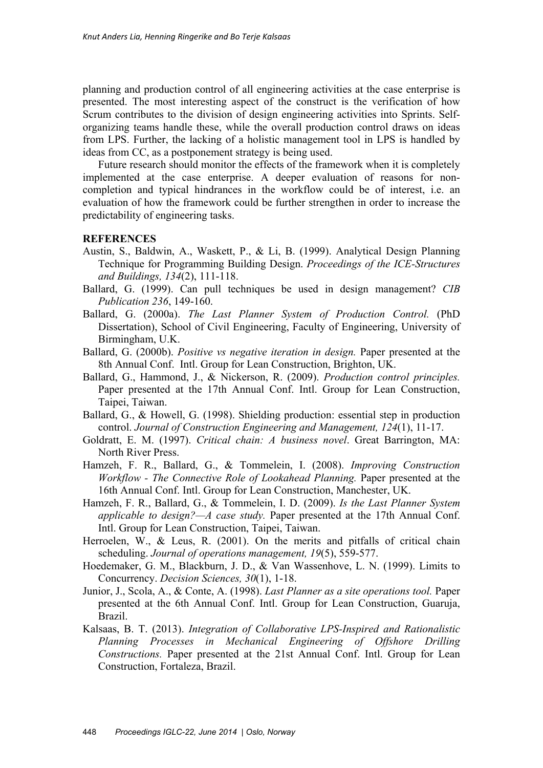planning and production control of all engineering activities at the case enterprise is presented. The most interesting aspect of the construct is the verification of how Scrum contributes to the division of design engineering activities into Sprints. Self-organizing teams handle these, while the overall production control draws on ideas from LPS. Further, the lacking of a holistic management tool in LPS is handled by ideas from CC, as a postponement strategy is being used.

Future research should monitor the effects of the framework when it is completely implemented at the case enterprise. A deeper evaluation of reasons for non-completion and typical hindrances in the workflow could be of interest, i.e. an evaluation of how the framework could be further strengthen in order to increase the predictability of engineering tasks.

## REFERENCES

Austin, S., Baldwin, A., Waskett, P., & Li, B. (1999). Analytical Design Planning Technique for Programming Building Design. *Proceedings of the ICE-Structures and Buildings, 134*(2), 111-118.

Ballard, G. (1999). Can pull techniques be used in design management? *CIB Publication 236*, 149-160.

Ballard, G. (2000a). *The Last Planner System of Production Control.* (PhD Dissertation), School of Civil Engineering, Faculty of Engineering, University of Birmingham, U.K.

Ballard, G. (2000b). *Positive vs negative iteration in design.* Paper presented at the 8th Annual Conf. Intl. Group for Lean Construction, Brighton, UK.

Ballard, G., Hammond, J., & Nickerson, R. (2009). *Production control principles.* Paper presented at the 17th Annual Conf. Intl. Group for Lean Construction, Taipei, Taiwan.

Ballard, G., & Howell, G. (1998). Shielding production: essential step in production control. *Journal of Construction Engineering and Management, 124*(1), 11-17.

Goldratt, E. M. (1997). *Critical chain: A business novel*. Great Barrington, MA: North River Press.

Hamzeh, F. R., Ballard, G., & Tommelein, I. (2008). *Improving Construction Workflow - The Connective Role of Lookahead Planning.* Paper presented at the 16th Annual Conf. Intl. Group for Lean Construction, Manchester, UK.

Hamzeh, F. R., Ballard, G., & Tommelein, I. D. (2009). *Is the Last Planner System applicable to design?—A case study.* Paper presented at the 17th Annual Conf. Intl. Group for Lean Construction, Taipei, Taiwan.

Herroelen, W., & Leus, R. (2001). On the merits and pitfalls of critical chain scheduling. *Journal of operations management, 19*(5), 559-577.

Hoedemaker, G. M., Blackburn, J. D., & Van Wassenhove, L. N. (1999). Limits to Concurrency. *Decision Sciences, 30*(1), 1-18.

Junior, J., Scola, A., & Conte, A. (1998). *Last Planner as a site operations tool.* Paper presented at the 6th Annual Conf. Intl. Group for Lean Construction, Guaruja, Brazil.

Kalsaas, B. T. (2013). *Integration of Collaborative LPS-Inspired and Rationalistic Planning Processes in Mechanical Engineering of Offshore Drilling Constructions.* Paper presented at the 21st Annual Conf. Intl. Group for Lean Construction, Fortaleza, Brazil.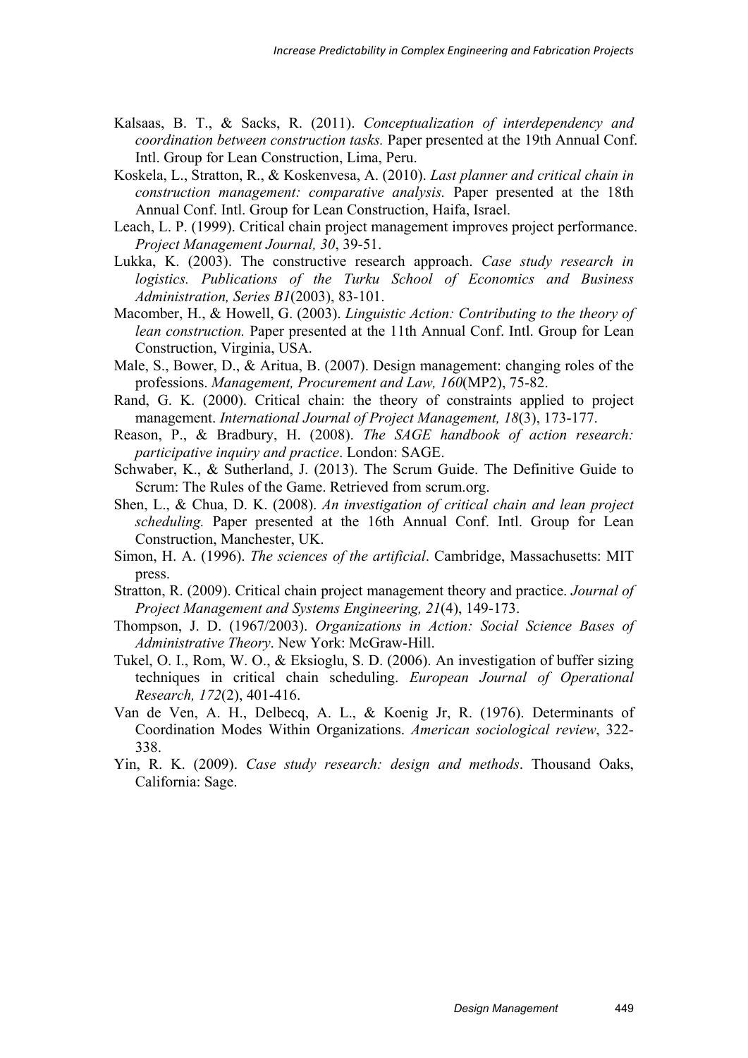Kalsaas, B. T., & Sacks, R. (2011). *Conceptualization of interdependency and coordination between construction tasks.* Paper presented at the 19th Annual Conf. Intl. Group for Lean Construction, Lima, Peru.

Koskela, L., Stratton, R., & Koskenvesa, A. (2010). *Last planner and critical chain in construction management: comparative analysis.* Paper presented at the 18th Annual Conf. Intl. Group for Lean Construction, Haifa, Israel.

Leach, L. P. (1999). Critical chain project management improves project performance. *Project Management Journal, 30*, 39-51.

Lukka, K. (2003). The constructive research approach. *Case study research in logistics. Publications of the Turku School of Economics and Business Administration, Series B1*(2003), 83-101.

Macomber, H., & Howell, G. (2003). *Linguistic Action: Contributing to the theory of lean construction.* Paper presented at the 11th Annual Conf. Intl. Group for Lean Construction, Virginia, USA.

Male, S., Bower, D., & Aritua, B. (2007). Design management: changing roles of the professions. *Management, Procurement and Law, 160*(MP2), 75-82.

Rand, G. K. (2000). Critical chain: the theory of constraints applied to project management. *International Journal of Project Management, 18*(3), 173-177.

Reason, P., & Bradbury, H. (2008). *The SAGE handbook of action research: participative inquiry and practice*. London: SAGE.

Schwaber, K., & Sutherland, J. (2013). The Scrum Guide. The Definitive Guide to Scrum: The Rules of the Game. Retrieved from scrum.org.

Shen, L., & Chua, D. K. (2008). *An investigation of critical chain and lean project scheduling.* Paper presented at the 16th Annual Conf. Intl. Group for Lean Construction, Manchester, UK.

Simon, H. A. (1996). *The sciences of the artificial*. Cambridge, Massachusetts: MIT press.

Stratton, R. (2009). Critical chain project management theory and practice. *Journal of Project Management and Systems Engineering, 21*(4), 149-173.

Thompson, J. D. (1967/2003). *Organizations in Action: Social Science Bases of Administrative Theory*. New York: McGraw-Hill.

Tukel, O. I., Rom, W. O., & Eksioglu, S. D. (2006). An investigation of buffer sizing techniques in critical chain scheduling. *European Journal of Operational Research, 172*(2), 401-416.

Van de Ven, A. H., Delbecq, A. L., & Koenig Jr, R. (1976). Determinants of Coordination Modes Within Organizations. *American sociological review*, 322-338.

Yin, R. K. (2009). *Case study research: design and methods*. Thousand Oaks, California: Sage.